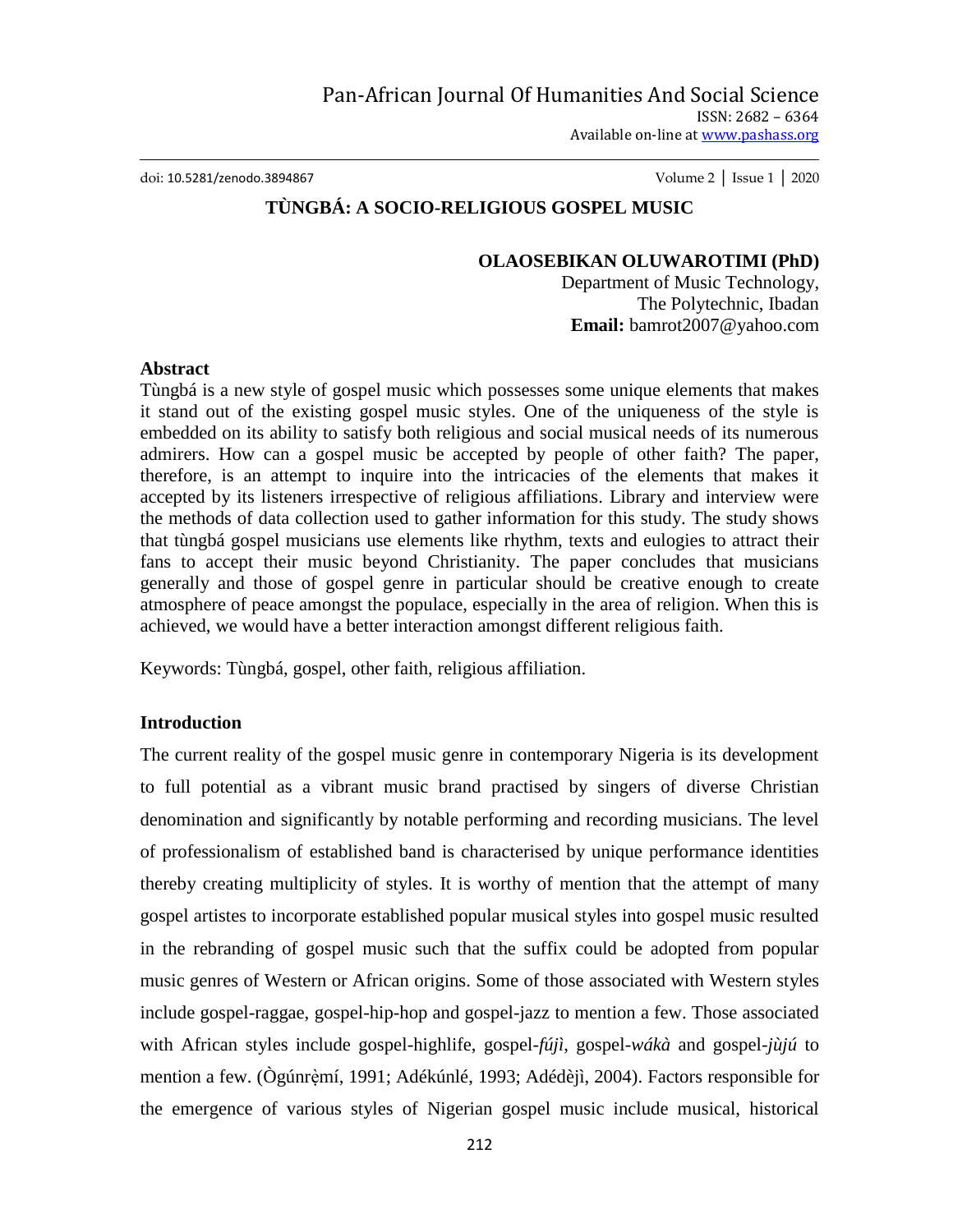# TÙNGBÁ: A SOCIO-RELIGIOUS GOSPEL MUSIC

**OLAOSEBIKAN OLUWAROTIMI (PhD)**
Department of Music Technology,
The Polytechnic, Ibadan
**Email:** bamrot2007@yahoo.com

## Abstract

Tùngbá is a new style of gospel music which possesses some unique elements that makes it stand out of the existing gospel music styles. One of the uniqueness of the style is embedded on its ability to satisfy both religious and social musical needs of its numerous admirers. How can a gospel music be accepted by people of other faith? The paper, therefore, is an attempt to inquire into the intricacies of the elements that makes it accepted by its listeners irrespective of religious affiliations. Library and interview were the methods of data collection used to gather information for this study. The study shows that tùngbá gospel musicians use elements like rhythm, texts and eulogies to attract their fans to accept their music beyond Christianity. The paper concludes that musicians generally and those of gospel genre in particular should be creative enough to create atmosphere of peace amongst the populace, especially in the area of religion. When this is achieved, we would have a better interaction amongst different religious faith.

Keywords: Tùngbá, gospel, other faith, religious affiliation.

## Introduction

The current reality of the gospel music genre in contemporary Nigeria is its development to full potential as a vibrant music brand practised by singers of diverse Christian denomination and significantly by notable performing and recording musicians. The level of professionalism of established band is characterised by unique performance identities thereby creating multiplicity of styles. It is worthy of mention that the attempt of many gospel artistes to incorporate established popular musical styles into gospel music resulted in the rebranding of gospel music such that the suffix could be adopted from popular music genres of Western or African origins. Some of those associated with Western styles include gospel-raggae, gospel-hip-hop and gospel-jazz to mention a few. Those associated with African styles include gospel-highlife, gospel-*fújì*, gospel-*wákà* and gospel-*jùjú* to mention a few. (Ògúnrẹ̀mí, 1991; Adékúnlé, 1993; Adédèjì, 2004). Factors responsible for the emergence of various styles of Nigerian gospel music include musical, historical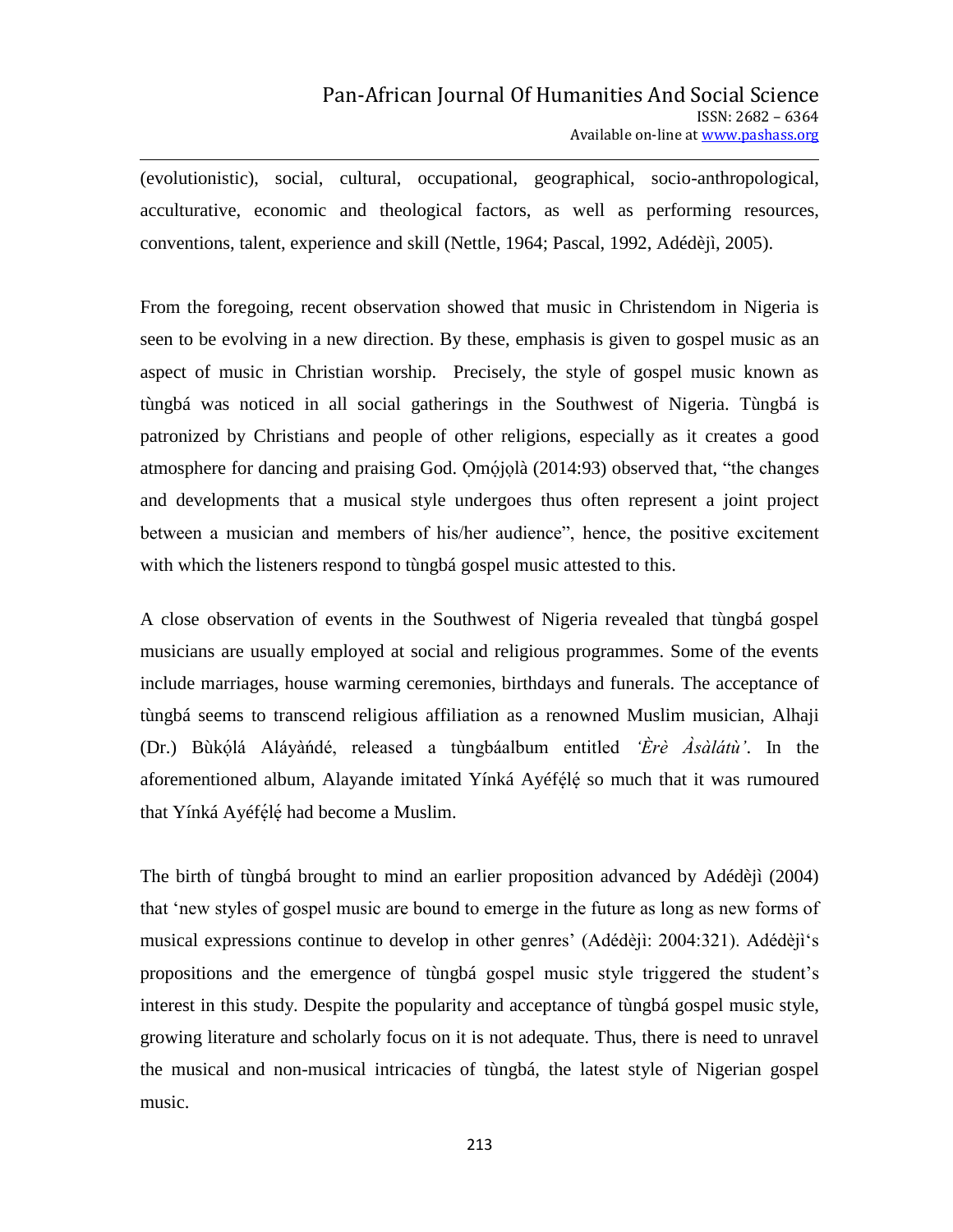(evolutionistic), social, cultural, occupational, geographical, socio-anthropological, acculturative, economic and theological factors, as well as performing resources, conventions, talent, experience and skill (Nettle, 1964; Pascal, 1992, Adédèjì, 2005).

From the foregoing, recent observation showed that music in Christendom in Nigeria is seen to be evolving in a new direction. By these, emphasis is given to gospel music as an aspect of music in Christian worship. Precisely, the style of gospel music known as tùngbá was noticed in all social gatherings in the Southwest of Nigeria. Tùngbá is patronized by Christians and people of other religions, especially as it creates a good atmosphere for dancing and praising God. Ọmọ́jọlà (2014:93) observed that, "the changes and developments that a musical style undergoes thus often represent a joint project between a musician and members of his/her audience", hence, the positive excitement with which the listeners respond to tùngbá gospel music attested to this.

A close observation of events in the Southwest of Nigeria revealed that tùngbá gospel musicians are usually employed at social and religious programmes. Some of the events include marriages, house warming ceremonies, birthdays and funerals. The acceptance of tùngbá seems to transcend religious affiliation as a renowned Muslim musician, Alhaji (Dr.) Bùkọ́lá Aláyàńdé, released a tùngbáalbum entitled *'Èrè Àsàlátù'*. In the aforementioned album, Alayande imitated Yínká Ayéfẹ́lẹ́ so much that it was rumoured that Yínká Ayéfẹ́lẹ́ had become a Muslim.

The birth of tùngbá brought to mind an earlier proposition advanced by Adédèjì (2004) that 'new styles of gospel music are bound to emerge in the future as long as new forms of musical expressions continue to develop in other genres' (Adédèjì: 2004:321). Adédèjì's propositions and the emergence of tùngbá gospel music style triggered the student's interest in this study. Despite the popularity and acceptance of tùngbá gospel music style, growing literature and scholarly focus on it is not adequate. Thus, there is need to unravel the musical and non-musical intricacies of tùngbá, the latest style of Nigerian gospel music.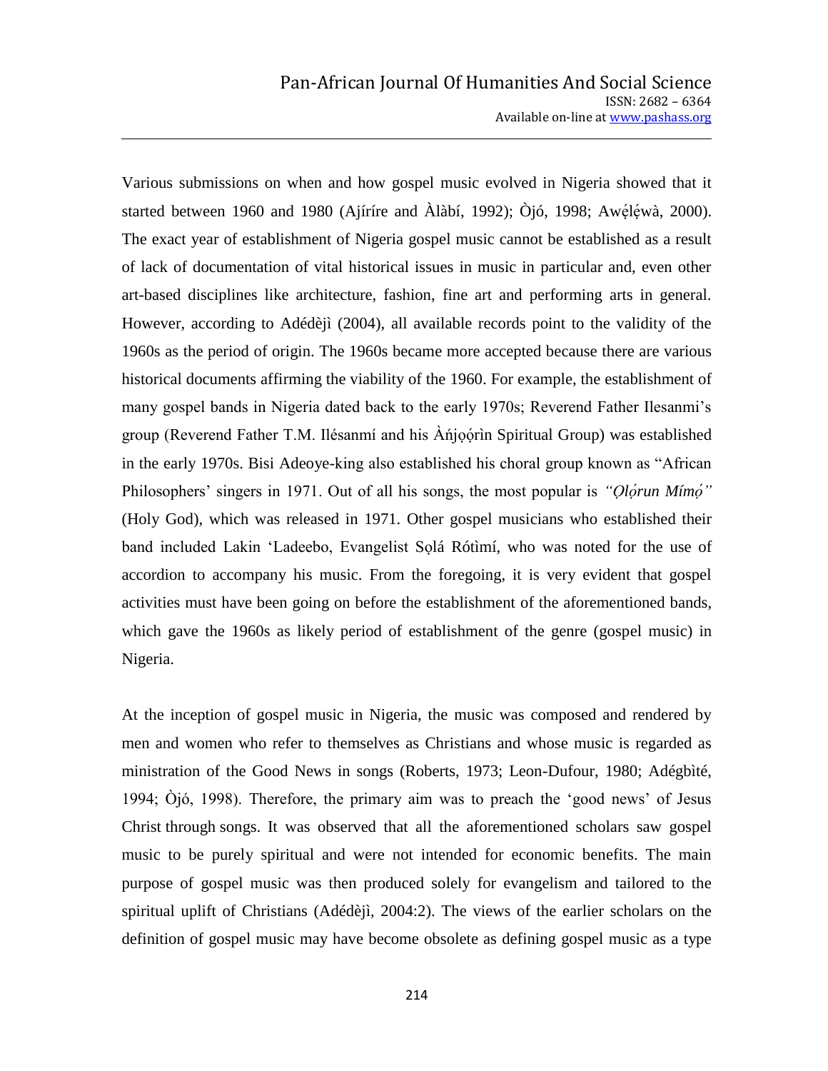Various submissions on when and how gospel music evolved in Nigeria showed that it started between 1960 and 1980 (Ajíríre and Àlàbí, 1992); Òjó, 1998; Awẹ́lẹ́wà, 2000). The exact year of establishment of Nigeria gospel music cannot be established as a result of lack of documentation of vital historical issues in music in particular and, even other art-based disciplines like architecture, fashion, fine art and performing arts in general. However, according to Adédèjì (2004), all available records point to the validity of the 1960s as the period of origin. The 1960s became more accepted because there are various historical documents affirming the viability of the 1960. For example, the establishment of many gospel bands in Nigeria dated back to the early 1970s; Reverend Father Ilesanmi's group (Reverend Father T.M. Ilésanmí and his Àńjọọ́rìn Spiritual Group) was established in the early 1970s. Bisi Adeoye-king also established his choral group known as "African Philosophers' singers in 1971. Out of all his songs, the most popular is *"Ọlọ́run Mímọ́"* (Holy God), which was released in 1971. Other gospel musicians who established their band included Lakin 'Ladeebo, Evangelist Sọlá Rótìmí, who was noted for the use of accordion to accompany his music. From the foregoing, it is very evident that gospel activities must have been going on before the establishment of the aforementioned bands, which gave the 1960s as likely period of establishment of the genre (gospel music) in Nigeria.

At the inception of gospel music in Nigeria, the music was composed and rendered by men and women who refer to themselves as Christians and whose music is regarded as ministration of the Good News in songs (Roberts, 1973; Leon-Dufour, 1980; Adégbìté, 1994; Òjó, 1998). Therefore, the primary aim was to preach the 'good news' of Jesus Christ through songs. It was observed that all the aforementioned scholars saw gospel music to be purely spiritual and were not intended for economic benefits. The main purpose of gospel music was then produced solely for evangelism and tailored to the spiritual uplift of Christians (Adédèjì, 2004:2). The views of the earlier scholars on the definition of gospel music may have become obsolete as defining gospel music as a type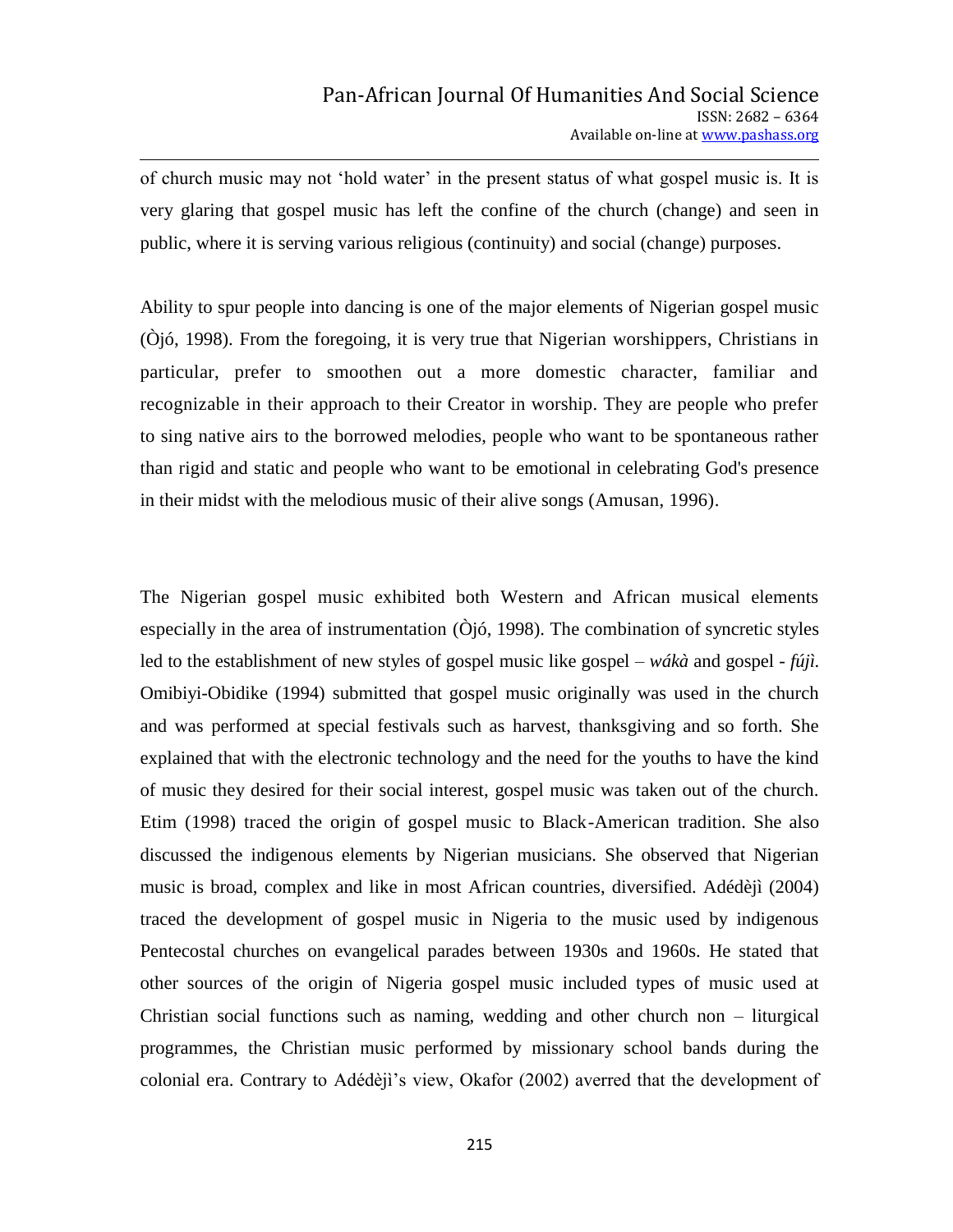of church music may not 'hold water' in the present status of what gospel music is. It is very glaring that gospel music has left the confine of the church (change) and seen in public, where it is serving various religious (continuity) and social (change) purposes.

Ability to spur people into dancing is one of the major elements of Nigerian gospel music (Òjó, 1998). From the foregoing, it is very true that Nigerian worshippers, Christians in particular, prefer to smoothen out a more domestic character, familiar and recognizable in their approach to their Creator in worship. They are people who prefer to sing native airs to the borrowed melodies, people who want to be spontaneous rather than rigid and static and people who want to be emotional in celebrating God's presence in their midst with the melodious music of their alive songs (Amusan, 1996).

The Nigerian gospel music exhibited both Western and African musical elements especially in the area of instrumentation (Òjó, 1998). The combination of syncretic styles led to the establishment of new styles of gospel music like gospel – *wákà* and gospel - *fújì*. Omibiyi-Obidike (1994) submitted that gospel music originally was used in the church and was performed at special festivals such as harvest, thanksgiving and so forth. She explained that with the electronic technology and the need for the youths to have the kind of music they desired for their social interest, gospel music was taken out of the church. Etim (1998) traced the origin of gospel music to Black-American tradition. She also discussed the indigenous elements by Nigerian musicians. She observed that Nigerian music is broad, complex and like in most African countries, diversified. Adédèjì (2004) traced the development of gospel music in Nigeria to the music used by indigenous Pentecostal churches on evangelical parades between 1930s and 1960s. He stated that other sources of the origin of Nigeria gospel music included types of music used at Christian social functions such as naming, wedding and other church non – liturgical programmes, the Christian music performed by missionary school bands during the colonial era. Contrary to Adédèjì's view, Okafor (2002) averred that the development of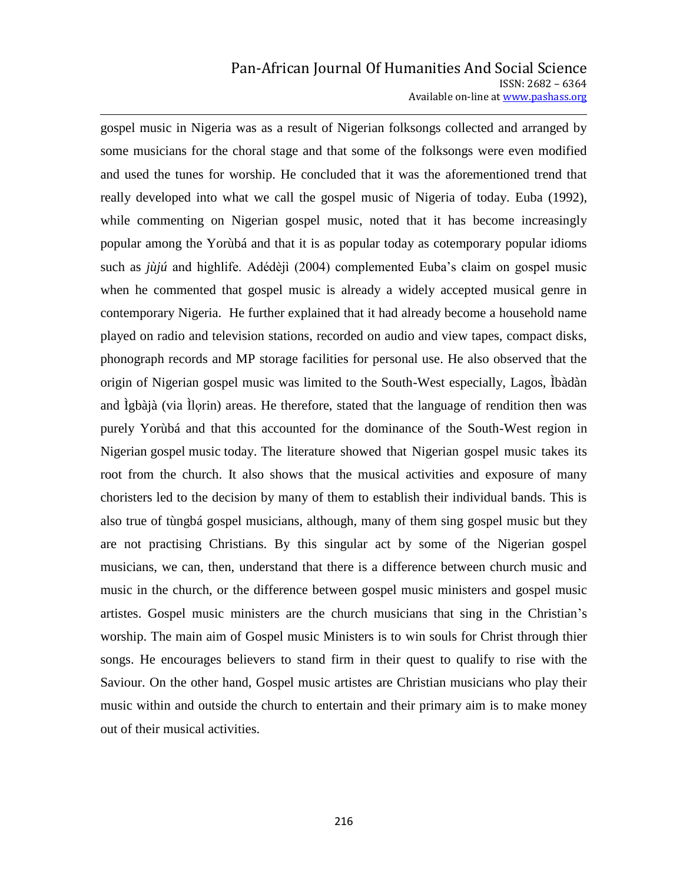gospel music in Nigeria was as a result of Nigerian folksongs collected and arranged by some musicians for the choral stage and that some of the folksongs were even modified and used the tunes for worship. He concluded that it was the aforementioned trend that really developed into what we call the gospel music of Nigeria of today. Euba (1992), while commenting on Nigerian gospel music, noted that it has become increasingly popular among the Yorùbá and that it is as popular today as cotemporary popular idioms such as *jùjú* and highlife. Adédèjì (2004) complemented Euba's claim on gospel music when he commented that gospel music is already a widely accepted musical genre in contemporary Nigeria. He further explained that it had already become a household name played on radio and television stations, recorded on audio and view tapes, compact disks, phonograph records and MP storage facilities for personal use. He also observed that the origin of Nigerian gospel music was limited to the South-West especially, Lagos, Ìbàdàn and Ìgbàjà (via Ìlọrin) areas. He therefore, stated that the language of rendition then was purely Yorùbá and that this accounted for the dominance of the South-West region in Nigerian gospel music today. The literature showed that Nigerian gospel music takes its root from the church. It also shows that the musical activities and exposure of many choristers led to the decision by many of them to establish their individual bands. This is also true of tùngbá gospel musicians, although, many of them sing gospel music but they are not practising Christians. By this singular act by some of the Nigerian gospel musicians, we can, then, understand that there is a difference between church music and music in the church, or the difference between gospel music ministers and gospel music artistes. Gospel music ministers are the church musicians that sing in the Christian's worship. The main aim of Gospel music Ministers is to win souls for Christ through thier songs. He encourages believers to stand firm in their quest to qualify to rise with the Saviour. On the other hand, Gospel music artistes are Christian musicians who play their music within and outside the church to entertain and their primary aim is to make money out of their musical activities.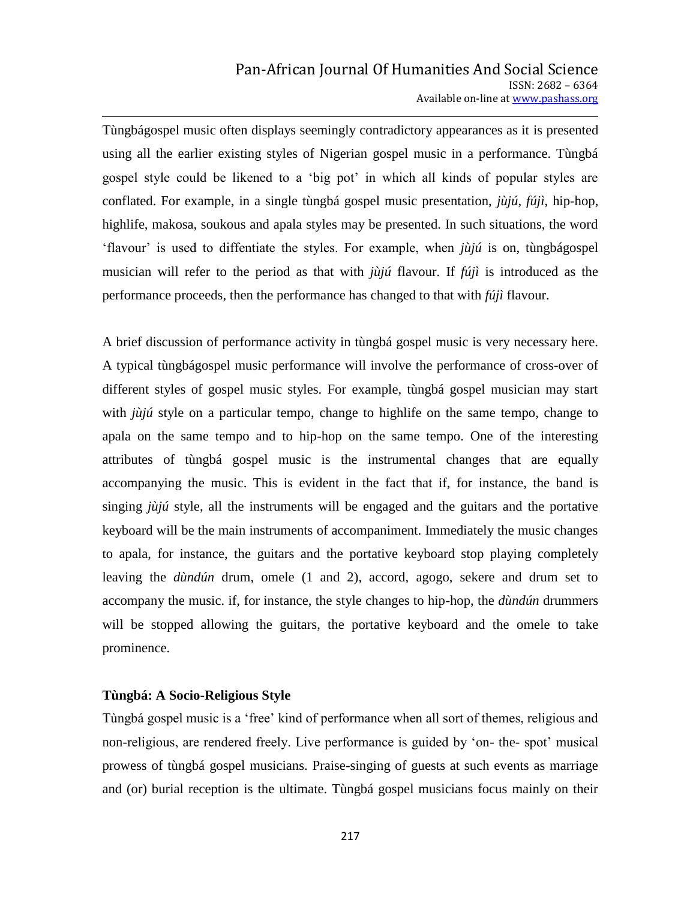Tùngbágospel music often displays seemingly contradictory appearances as it is presented using all the earlier existing styles of Nigerian gospel music in a performance. Tùngbá gospel style could be likened to a 'big pot' in which all kinds of popular styles are conflated. For example, in a single tùngbá gospel music presentation, *jùjú*, *fújì*, hip-hop, highlife, makosa, soukous and apala styles may be presented. In such situations, the word 'flavour' is used to diffentiate the styles. For example, when *jùjú* is on, tùngbágospel musician will refer to the period as that with *jùjú* flavour. If *fújì* is introduced as the performance proceeds, then the performance has changed to that with *fújì* flavour.

A brief discussion of performance activity in tùngbá gospel music is very necessary here. A typical tùngbágospel music performance will involve the performance of cross-over of different styles of gospel music styles. For example, tùngbá gospel musician may start with *jùjú* style on a particular tempo, change to highlife on the same tempo, change to apala on the same tempo and to hip-hop on the same tempo. One of the interesting attributes of tùngbá gospel music is the instrumental changes that are equally accompanying the music. This is evident in the fact that if, for instance, the band is singing *jùjú* style, all the instruments will be engaged and the guitars and the portative keyboard will be the main instruments of accompaniment. Immediately the music changes to apala, for instance, the guitars and the portative keyboard stop playing completely leaving the *dùndún* drum, omele (1 and 2), accord, agogo, sekere and drum set to accompany the music. if, for instance, the style changes to hip-hop, the *dùndún* drummers will be stopped allowing the guitars, the portative keyboard and the omele to take prominence.

### Tùngbá: A Socio-Religious Style

Tùngbá gospel music is a 'free' kind of performance when all sort of themes, religious and non-religious, are rendered freely. Live performance is guided by 'on- the- spot' musical prowess of tùngbá gospel musicians. Praise-singing of guests at such events as marriage and (or) burial reception is the ultimate. Tùngbá gospel musicians focus mainly on their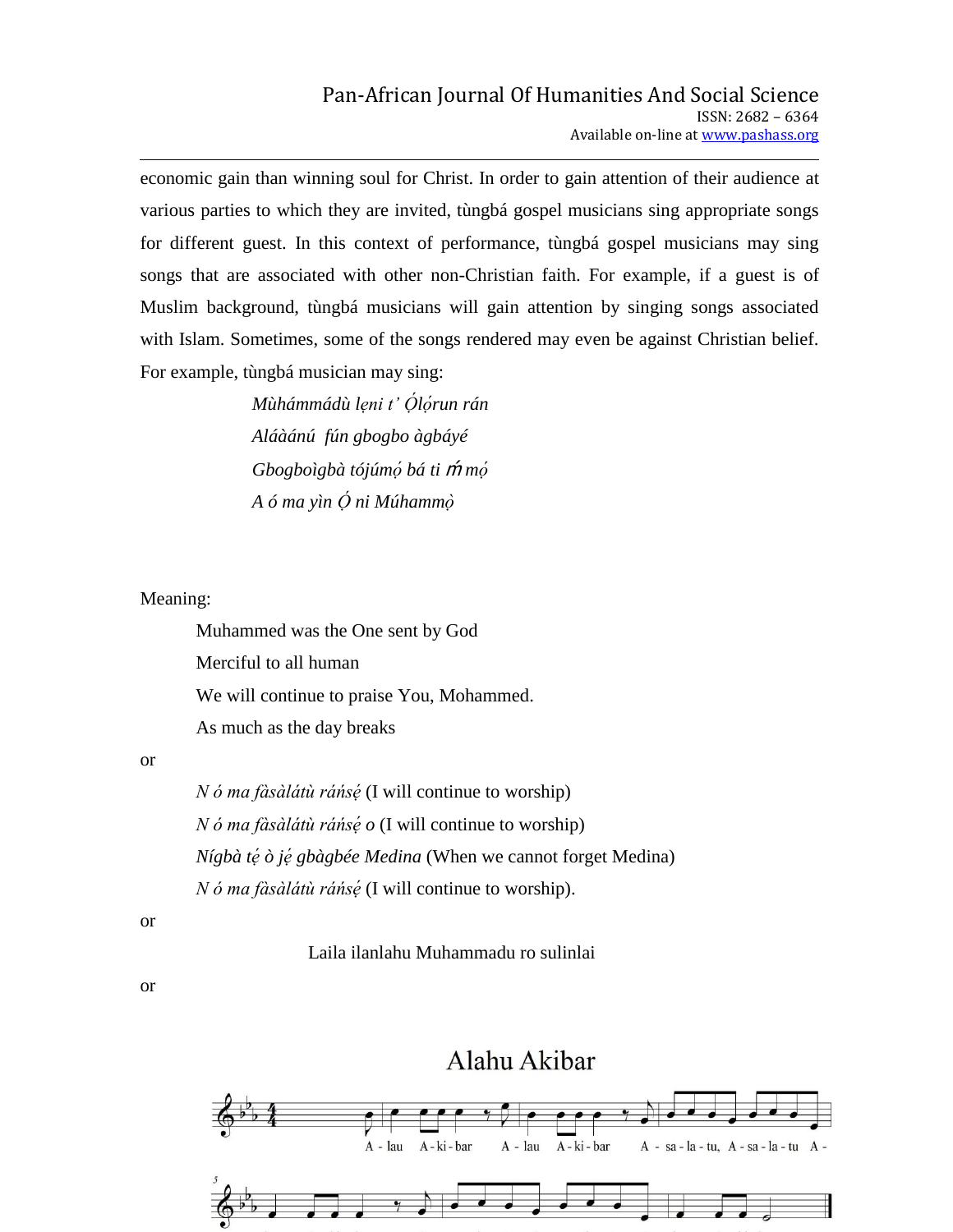economic gain than winning soul for Christ. In order to gain attention of their audience at various parties to which they are invited, tùngbá gospel musicians sing appropriate songs for different guest. In this context of performance, tùngbá gospel musicians may sing songs that are associated with other non-Christian faith. For example, if a guest is of Muslim background, tùngbá musicians will gain attention by singing songs associated with Islam. Sometimes, some of the songs rendered may even be against Christian belief. For example, tùngbá musician may sing:

*Mùhámmádù lẹni t' Ọ̀lọ́run rán*
*Aláàánú fún gbogbo àgbáyé*
*Gbogboìgbà tójúmọ́ bá ti ḿ mọ́*
*A ó ma yìn Ọ́ ni Múhammọ̀*

Meaning:

Muhammed was the One sent by God
Merciful to all human
We will continue to praise You, Mohammed.
As much as the day breaks

or

*N ó ma fàsàlátù ráńsẹ́* (I will continue to worship)
*N ó ma fàsàlátù ráńsẹ́ o* (I will continue to worship)
*Nígbà tẹ́ ò jẹ́ gbàgbée Medina* (When we cannot forget Medina)
*N ó ma fàsàlátù ráńsẹ́* (I will continue to worship).

or

Laila ilanlahu Muhammadu ro sulinlai

or

Alahu Akibar

A - lau A - ki - bar A - lau A - ki - bar A - sa - la - tu, A - sa - la - tu A -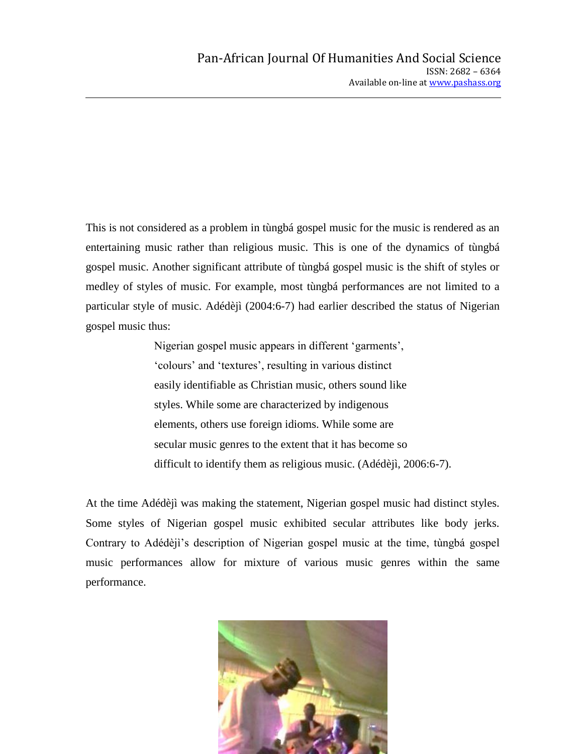This is not considered as a problem in tùngbá gospel music for the music is rendered as an entertaining music rather than religious music. This is one of the dynamics of tùngbá gospel music. Another significant attribute of tùngbá gospel music is the shift of styles or medley of styles of music. For example, most tùngbá performances are not limited to a particular style of music. Adédèjì (2004:6-7) had earlier described the status of Nigerian gospel music thus:

> Nigerian gospel music appears in different 'garments', 'colours' and 'textures', resulting in various distinct easily identifiable as Christian music, others sound like styles. While some are characterized by indigenous elements, others use foreign idioms. While some are secular music genres to the extent that it has become so difficult to identify them as religious music. (Adédèjì, 2006:6-7).

At the time Adédèjì was making the statement, Nigerian gospel music had distinct styles. Some styles of Nigerian gospel music exhibited secular attributes like body jerks. Contrary to Adédèjì's description of Nigerian gospel music at the time, tùngbá gospel music performances allow for mixture of various music genres within the same performance.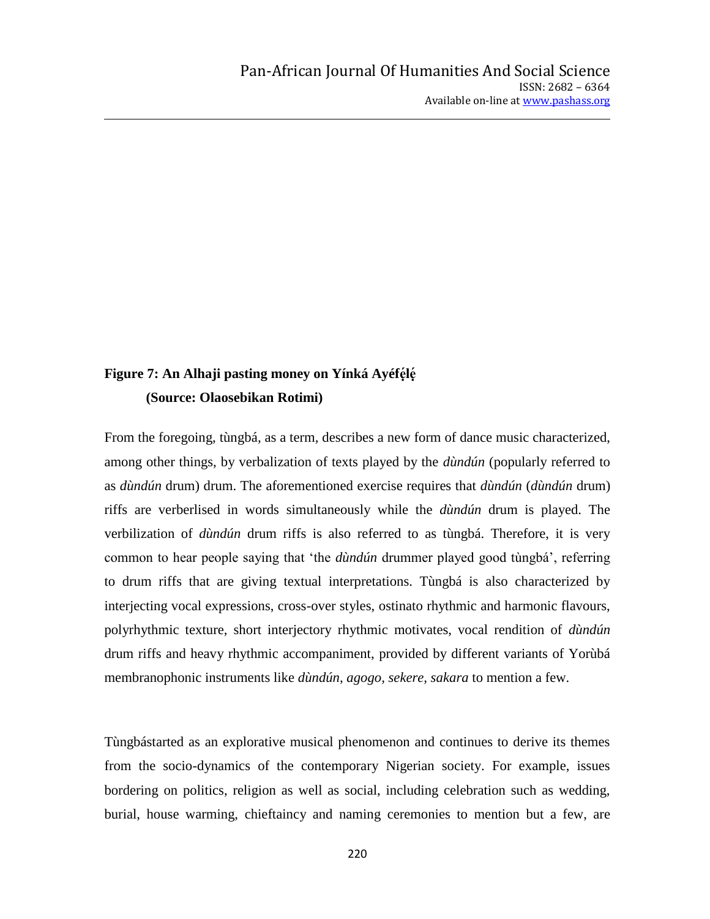**Figure 7: An Alhaji pasting money on Yínká Ayéfẹ́lẹ́**
**(Source: Olaosebikan Rotimi)**

From the foregoing, tùngbá, as a term, describes a new form of dance music characterized, among other things, by verbalization of texts played by the *dùndún* (popularly referred to as *dùndún* drum) drum. The aforementioned exercise requires that *dùndún* (*dùndún* drum) riffs are verberlised in words simultaneously while the *dùndún* drum is played. The verbilization of *dùndún* drum riffs is also referred to as tùngbá. Therefore, it is very common to hear people saying that 'the *dùndún* drummer played good tùngbá', referring to drum riffs that are giving textual interpretations. Tùngbá is also characterized by interjecting vocal expressions, cross-over styles, ostinato rhythmic and harmonic flavours, polyrhythmic texture, short interjectory rhythmic motivates, vocal rendition of *dùndún* drum riffs and heavy rhythmic accompaniment, provided by different variants of Yorùbá membranophonic instruments like *dùndún, agogo, sekere, sakara* to mention a few.

Tùngbástarted as an explorative musical phenomenon and continues to derive its themes from the socio-dynamics of the contemporary Nigerian society. For example, issues bordering on politics, religion as well as social, including celebration such as wedding, burial, house warming, chieftaincy and naming ceremonies to mention but a few, are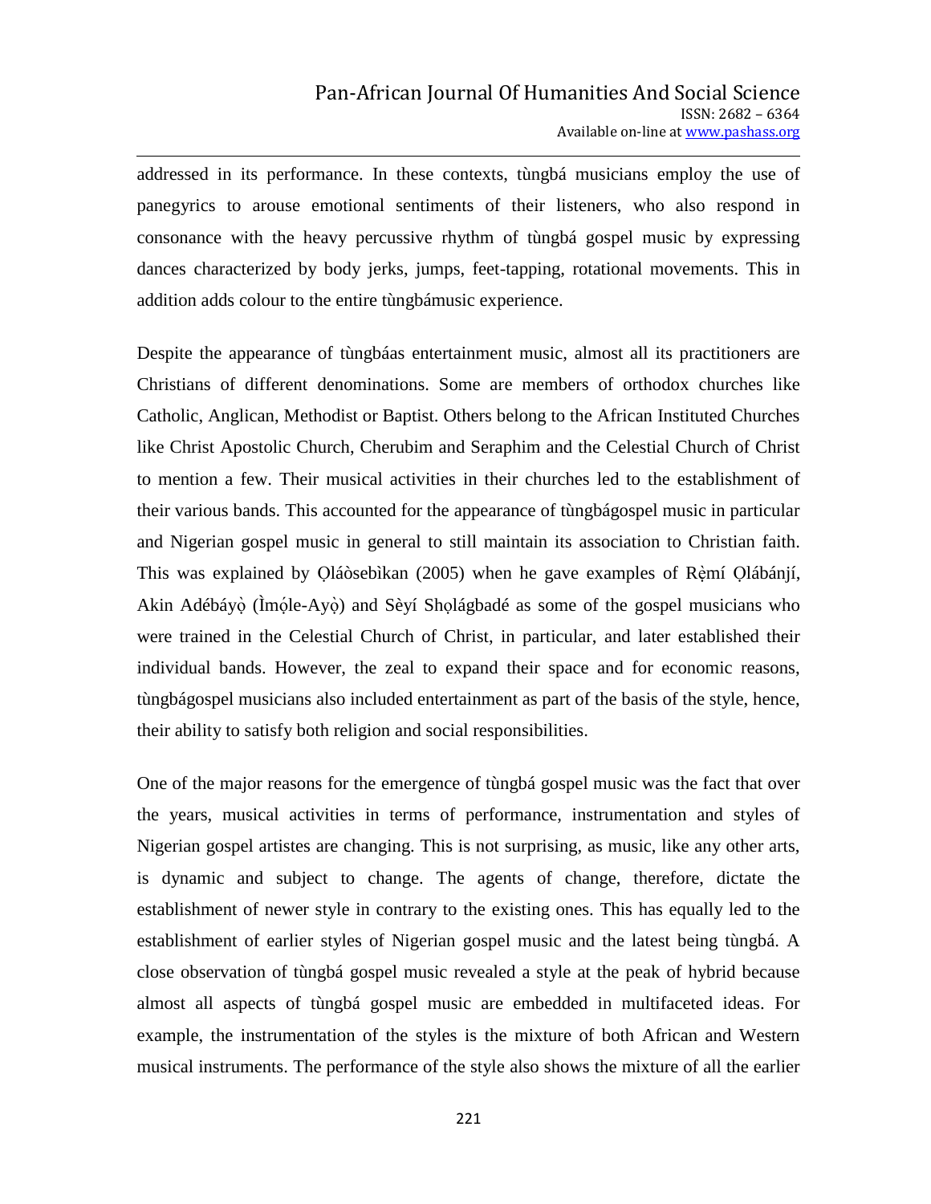addressed in its performance. In these contexts, tùngbá musicians employ the use of panegyrics to arouse emotional sentiments of their listeners, who also respond in consonance with the heavy percussive rhythm of tùngbá gospel music by expressing dances characterized by body jerks, jumps, feet-tapping, rotational movements. This in addition adds colour to the entire tùngbámusic experience.

Despite the appearance of tùngbáas entertainment music, almost all its practitioners are Christians of different denominations. Some are members of orthodox churches like Catholic, Anglican, Methodist or Baptist. Others belong to the African Instituted Churches like Christ Apostolic Church, Cherubim and Seraphim and the Celestial Church of Christ to mention a few. Their musical activities in their churches led to the establishment of their various bands. This accounted for the appearance of tùngbágospel music in particular and Nigerian gospel music in general to still maintain its association to Christian faith. This was explained by Ọláòsebìkan (2005) when he gave examples of Rẹ̀mí Ọlábánjí, Akin Adébáyọ̀ (Ìmọ́le-Ayọ̀) and Sèyí Shọlágbadé as some of the gospel musicians who were trained in the Celestial Church of Christ, in particular, and later established their individual bands. However, the zeal to expand their space and for economic reasons, tùngbágospel musicians also included entertainment as part of the basis of the style, hence, their ability to satisfy both religion and social responsibilities.

One of the major reasons for the emergence of tùngbá gospel music was the fact that over the years, musical activities in terms of performance, instrumentation and styles of Nigerian gospel artistes are changing. This is not surprising, as music, like any other arts, is dynamic and subject to change. The agents of change, therefore, dictate the establishment of newer style in contrary to the existing ones. This has equally led to the establishment of earlier styles of Nigerian gospel music and the latest being tùngbá. A close observation of tùngbá gospel music revealed a style at the peak of hybrid because almost all aspects of tùngbá gospel music are embedded in multifaceted ideas. For example, the instrumentation of the styles is the mixture of both African and Western musical instruments. The performance of the style also shows the mixture of all the earlier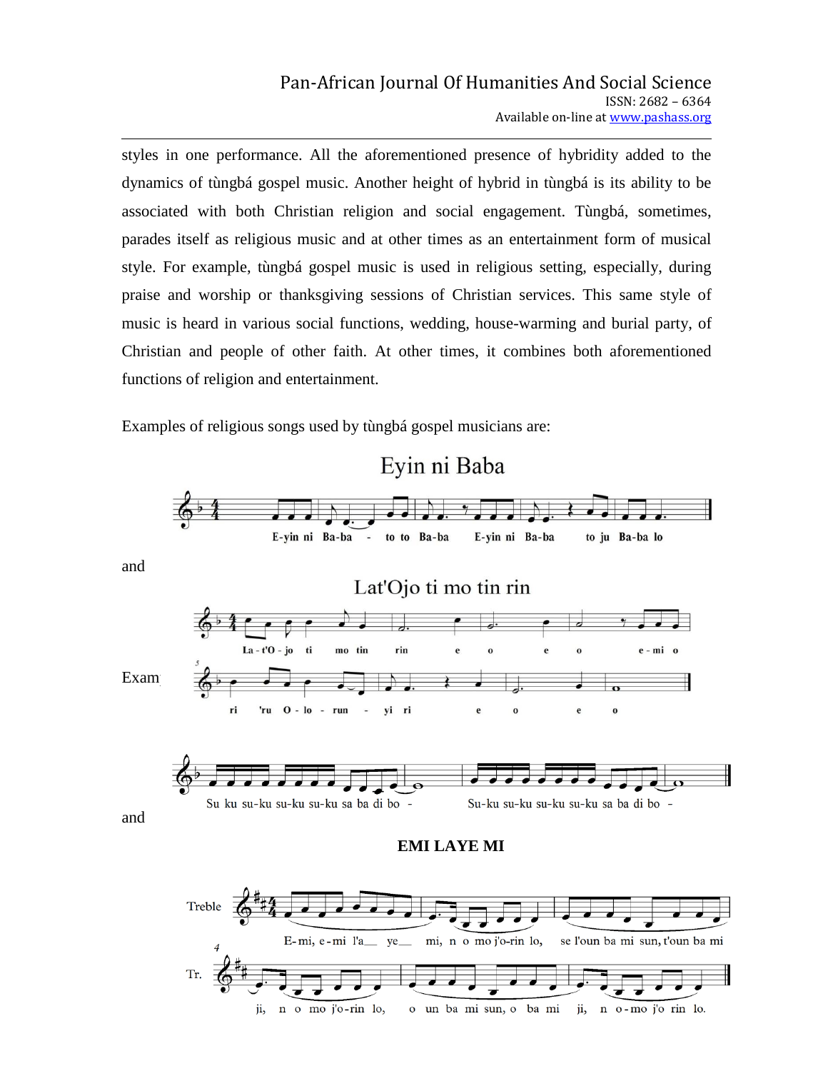styles in one performance. All the aforementioned presence of hybridity added to the dynamics of tùngbá gospel music. Another height of hybrid in tùngbá is its ability to be associated with both Christian religion and social engagement. Tùngbá, sometimes, parades itself as religious music and at other times as an entertainment form of musical style. For example, tùngbá gospel music is used in religious setting, especially, during praise and worship or thanksgiving sessions of Christian services. This same style of music is heard in various social functions, wedding, house-warming and burial party, of Christian and people of other faith. At other times, it combines both aforementioned functions of religion and entertainment.

Examples of religious songs used by tùngbá gospel musicians are:

Eyin ni Baba

E-yin ni Ba-ba - to to Ba-ba E-yin ni Ba-ba to ju Ba-ba lo

and

Lat'Ojo ti mo tin rin

La - t'O - jo ti mo tin rin e o e o e - mi o ri 'ru O - lo - run - yi ri e o e o

Su ku su-ku su-ku su-ku sa ba di bo - Su-ku su-ku su-ku su-ku sa ba di bo -

and

**EMI LAYE MI**

E-mi, e-mi l'a\_\_ ye\_\_ mi, n o mo j'o-rin lo, se l'oun ba mi sun, t'oun ba mi ji, n o mo j'o-rin lo, o un ba mi sun, o ba mi ji, n o-mo j'o rin lo.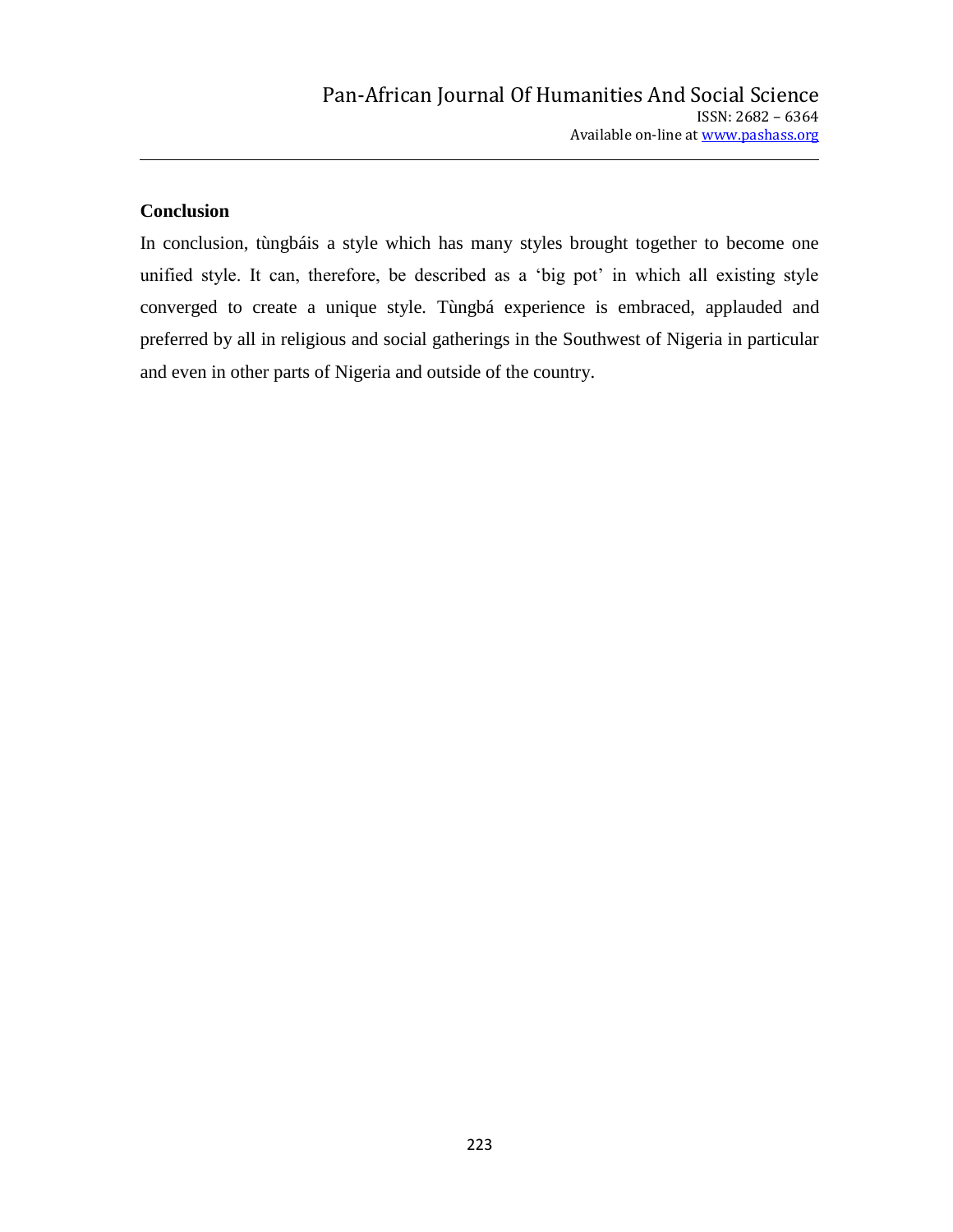## Conclusion

In conclusion, tùngbáis a style which has many styles brought together to become one unified style. It can, therefore, be described as a 'big pot' in which all existing style converged to create a unique style. Tùngbá experience is embraced, applauded and preferred by all in religious and social gatherings in the Southwest of Nigeria in particular and even in other parts of Nigeria and outside of the country.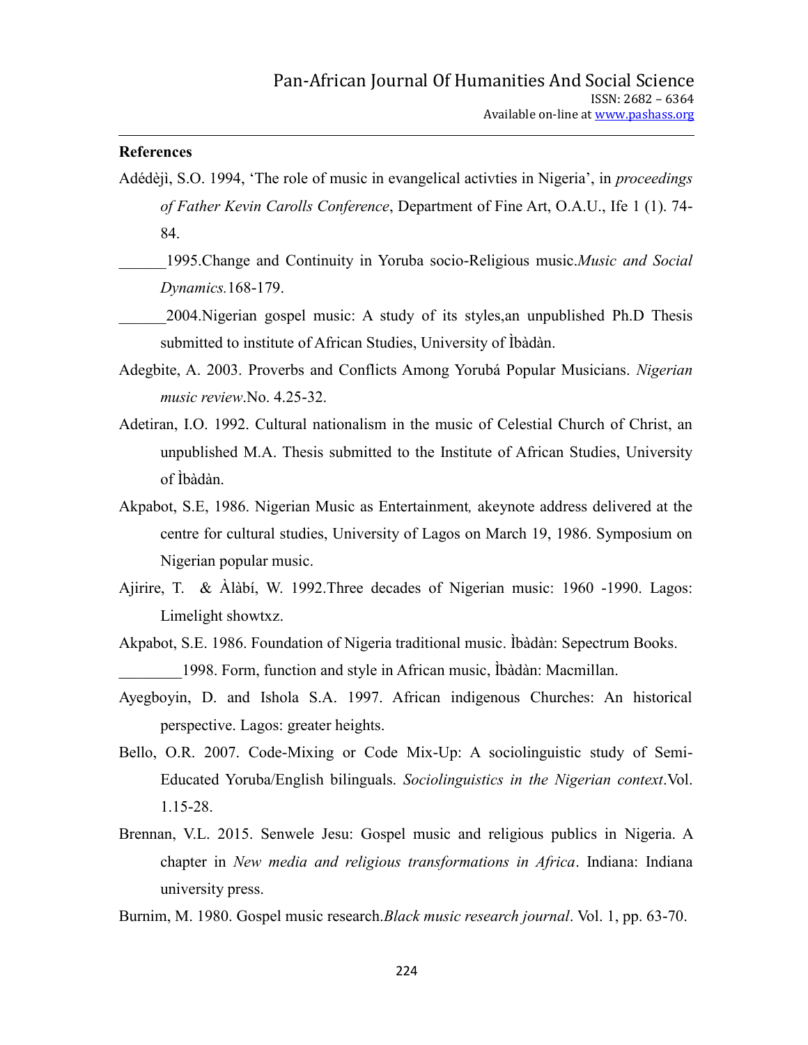**References**

Adédèjì, S.O. 1994, 'The role of music in evangelical activties in Nigeria', in *proceedings of Father Kevin Carolls Conference*, Department of Fine Art, O.A.U., Ife 1 (1). 74-84.

______1995.Change and Continuity in Yoruba socio-Religious music.*Music and Social Dynamics.*168-179.

______2004.Nigerian gospel music: A study of its styles,an unpublished Ph.D Thesis submitted to institute of African Studies, University of Ìbàdàn.

Adegbite, A. 2003. Proverbs and Conflicts Among Yorubá Popular Musicians. *Nigerian music review*.No. 4.25-32.

Adetiran, I.O. 1992. Cultural nationalism in the music of Celestial Church of Christ, an unpublished M.A. Thesis submitted to the Institute of African Studies, University of Ìbàdàn.

Akpabot, S.E, 1986. Nigerian Music as Entertainment*,* akeynote address delivered at the centre for cultural studies, University of Lagos on March 19, 1986. Symposium on Nigerian popular music.

Ajirire, T. & Àlàbí, W. 1992.Three decades of Nigerian music: 1960 -1990. Lagos: Limelight showtxz.

Akpabot, S.E. 1986. Foundation of Nigeria traditional music. Ìbàdàn: Sepectrum Books.

________1998. Form, function and style in African music, Ìbàdàn: Macmillan.

Ayegboyin, D. and Ishola S.A. 1997. African indigenous Churches: An historical perspective. Lagos: greater heights.

Bello, O.R. 2007. Code-Mixing or Code Mix-Up: A sociolinguistic study of Semi-Educated Yoruba/English bilinguals. *Sociolinguistics in the Nigerian context*.Vol. 1.15-28.

Brennan, V.L. 2015. Senwele Jesu: Gospel music and religious publics in Nigeria. A chapter in *New media and religious transformations in Africa*. Indiana: Indiana university press.

Burnim, M. 1980. Gospel music research.*Black music research journal*. Vol. 1, pp. 63-70.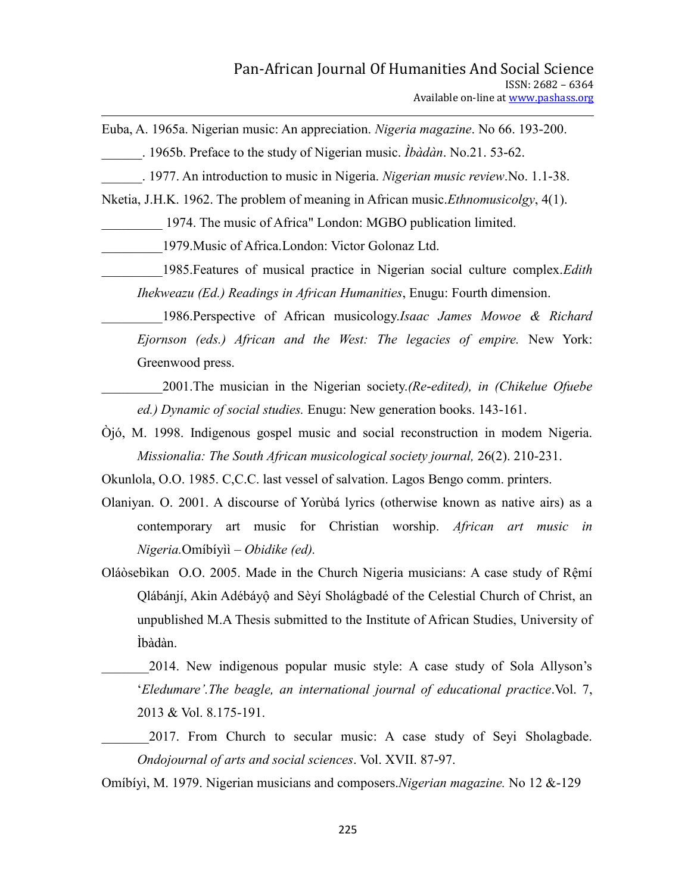Euba, A. 1965a. Nigerian music: An appreciation. *Nigeria magazine*. No 66. 193-200.

______. 1965b. Preface to the study of Nigerian music. *Ìbàdàn*. No.21. 53-62.

______. 1977. An introduction to music in Nigeria. *Nigerian music review*.No. 1.1-38.

Nketia, J.H.K. 1962. The problem of meaning in African music.*Ethnomusicolgy*, 4(1).

_________ 1974. The music of Africa" London: MGBO publication limited.

_________1979.Music of Africa.London: Victor Golonaz Ltd.

_________1985.Features of musical practice in Nigerian social culture complex.*Edith Ihekweazu (Ed.) Readings in African Humanities*, Enugu: Fourth dimension.

_________1986.Perspective of African musicology.*Isaac James Mowoe & Richard Ejornson (eds.) African and the West: The legacies of empire.* New York: Greenwood press.

_________2001.The musician in the Nigerian society.*(Re-edited), in (Chikelue Ofuebe ed.) Dynamic of social studies.* Enugu: New generation books. 143-161.

Òjó, M. 1998. Indigenous gospel music and social reconstruction in modem Nigeria. *Missionalia: The South African musicological society journal,* 26(2). 210-231.

Okunlola, O.O. 1985. C,C.C. last vessel of salvation. Lagos Bengo comm. printers.

Olaniyan. O. 2001. A discourse of Yorùbá lyrics (otherwise known as native airs) as a contemporary art music for Christian worship. *African art music in Nigeria.*Omíbíyìì – *Obidike (ed).*

Oláòsebìkan O.O. 2005. Made in the Church Nigeria musicians: A case study of Rẹ̀mí Ọlábánjí, Akin Adébáyọ̀ and Sèyí Sholágbadé of the Celestial Church of Christ, an unpublished M.A Thesis submitted to the Institute of African Studies, University of Ìbàdàn.

_______2014. New indigenous popular music style: A case study of Sola Allyson's '*Eledumare'.The beagle, an international journal of educational practice*.Vol. 7, 2013 & Vol. 8.175-191.

_______2017. From Church to secular music: A case study of Seyi Sholagbade. *Ondojournal of arts and social sciences*. Vol. XVII. 87-97.

Omíbíyì, M. 1979. Nigerian musicians and composers.*Nigerian magazine.* No 12 &-129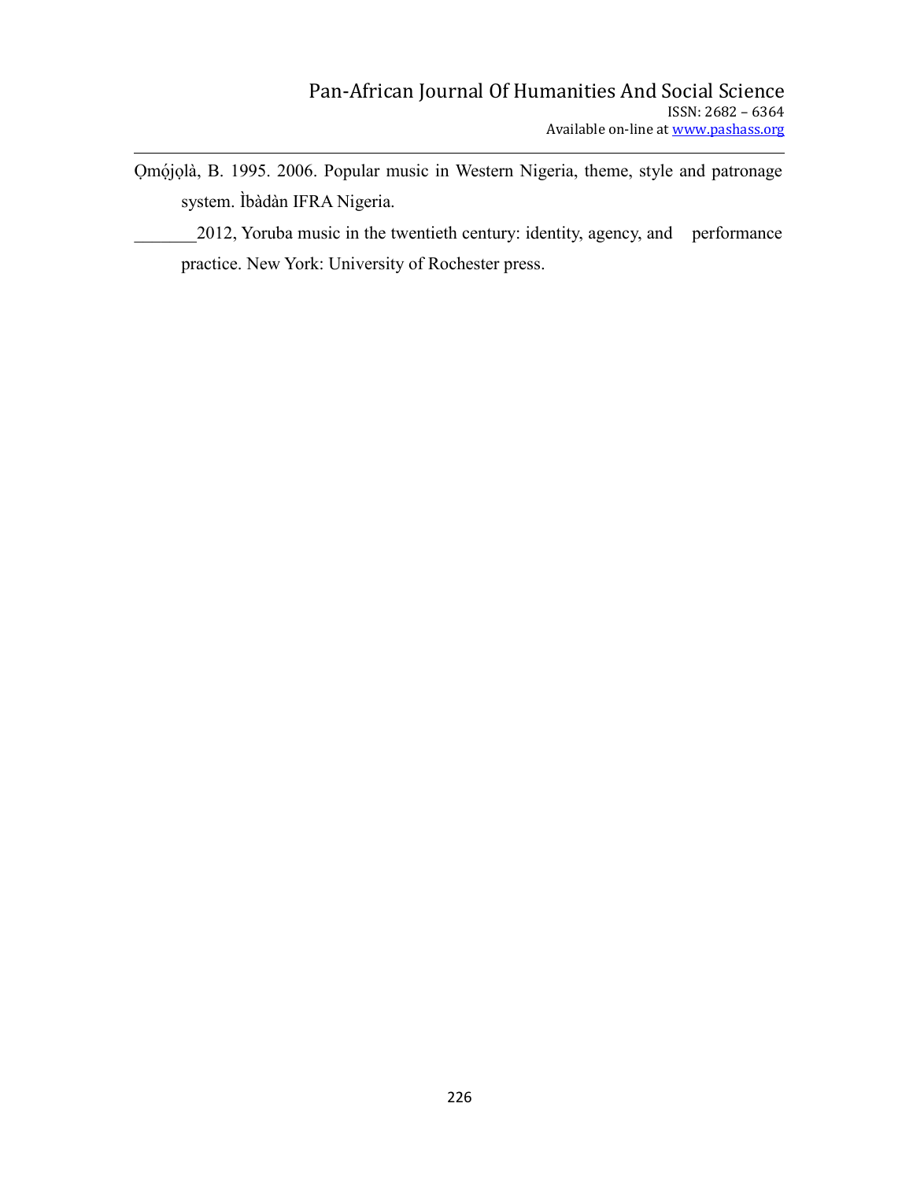Ọmọ́jọlà, B. 1995. 2006. Popular music in Western Nigeria, theme, style and patronage system. Ìbàdàn IFRA Nigeria.

_______2012, Yoruba music in the twentieth century: identity, agency, and performance practice. New York: University of Rochester press.